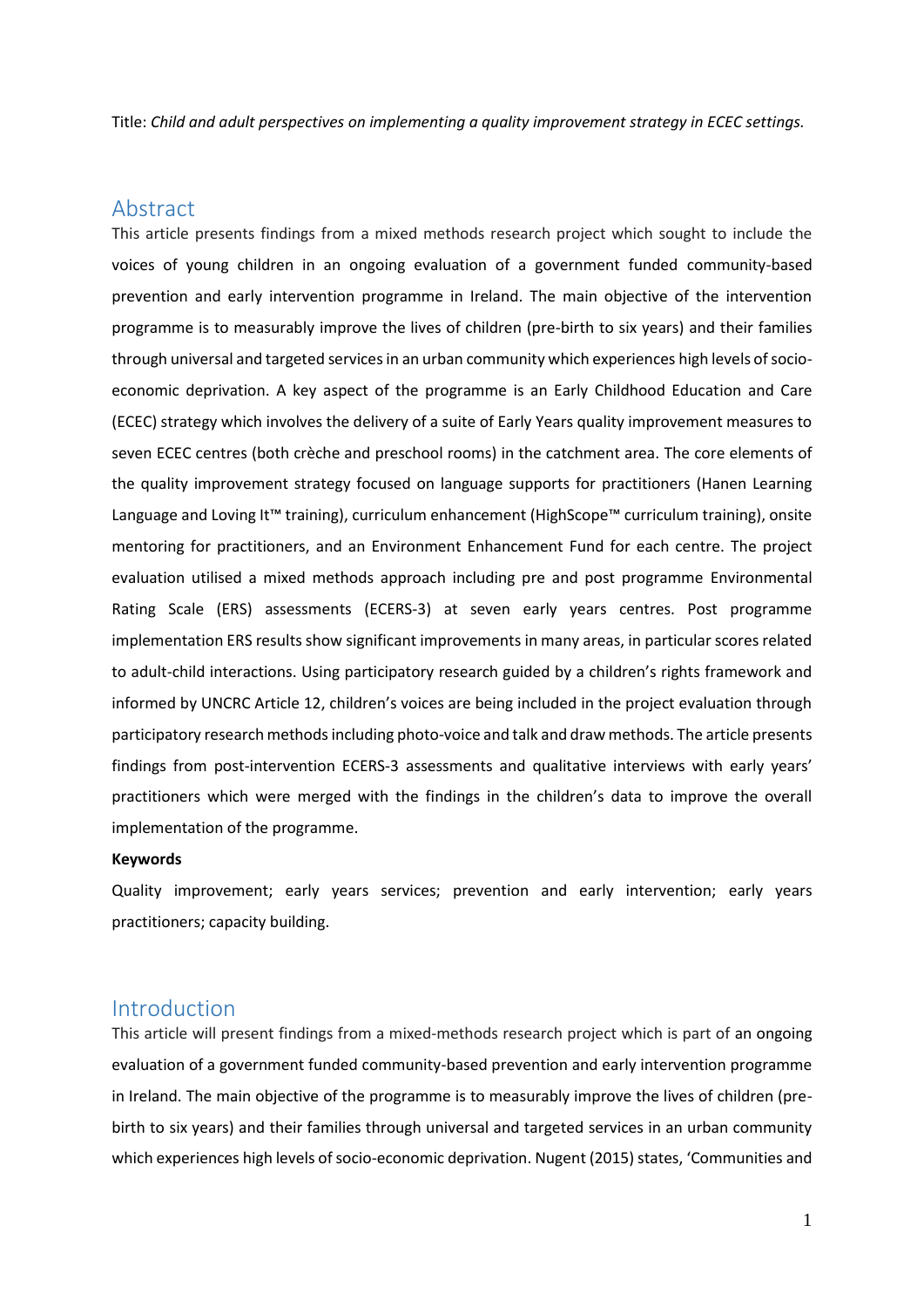Title: *Child and adult perspectives on implementing a quality improvement strategy in ECEC settings.*

## Abstract

This article presents findings from a mixed methods research project which sought to include the voices of young children in an ongoing evaluation of a government funded community-based prevention and early intervention programme in Ireland. The main objective of the intervention programme is to measurably improve the lives of children (pre-birth to six years) and their families through universal and targeted services in an urban community which experiences high levels of socio-economic deprivation. A key aspect of the programme is an Early Childhood Education and Care (ECEC) strategy which involves the delivery of a suite of Early Years quality improvement measures to seven ECEC centres (both crèche and preschool rooms) in the catchment area. The core elements of the quality improvement strategy focused on language supports for practitioners (Hanen Learning Language and Loving It™ training), curriculum enhancement (HighScope™ curriculum training), onsite mentoring for practitioners, and an Environment Enhancement Fund for each centre. The project evaluation utilised a mixed methods approach including pre and post programme Environmental Rating Scale (ERS) assessments (ECERS-3) at seven early years centres. Post programme implementation ERS results show significant improvements in many areas, in particular scores related to adult-child interactions. Using participatory research guided by a children's rights framework and informed by UNCRC Article 12, children's voices are being included in the project evaluation through participatory research methods including photo-voice and talk and draw methods. The article presents findings from post-intervention ECERS-3 assessments and qualitative interviews with early years' practitioners which were merged with the findings in the children's data to improve the overall implementation of the programme.

**Keywords**

Quality improvement; early years services; prevention and early intervention; early years practitioners; capacity building.

## Introduction

This article will present findings from a mixed-methods research project which is part of an ongoing evaluation of a government funded community-based prevention and early intervention programme in Ireland. The main objective of the programme is to measurably improve the lives of children (pre-birth to six years) and their families through universal and targeted services in an urban community which experiences high levels of socio-economic deprivation. Nugent (2015) states, 'Communities and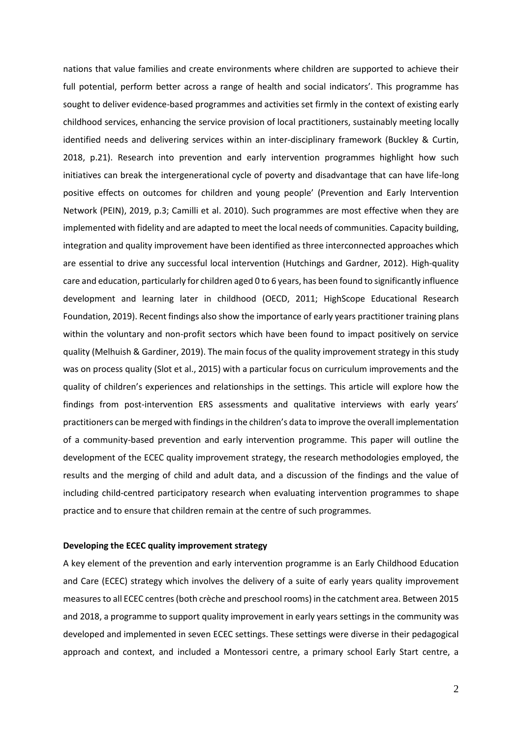nations that value families and create environments where children are supported to achieve their full potential, perform better across a range of health and social indicators'. This programme has sought to deliver evidence-based programmes and activities set firmly in the context of existing early childhood services, enhancing the service provision of local practitioners, sustainably meeting locally identified needs and delivering services within an inter-disciplinary framework (Buckley & Curtin, 2018, p.21). Research into prevention and early intervention programmes highlight how such initiatives can break the intergenerational cycle of poverty and disadvantage that can have life-long positive effects on outcomes for children and young people' (Prevention and Early Intervention Network (PEIN), 2019, p.3; Camilli et al. 2010). Such programmes are most effective when they are implemented with fidelity and are adapted to meet the local needs of communities. Capacity building, integration and quality improvement have been identified as three interconnected approaches which are essential to drive any successful local intervention (Hutchings and Gardner, 2012). High-quality care and education, particularly for children aged 0 to 6 years, has been found to significantly influence development and learning later in childhood (OECD, 2011; HighScope Educational Research Foundation, 2019). Recent findings also show the importance of early years practitioner training plans within the voluntary and non-profit sectors which have been found to impact positively on service quality (Melhuish & Gardiner, 2019). The main focus of the quality improvement strategy in this study was on process quality (Slot et al., 2015) with a particular focus on curriculum improvements and the quality of children's experiences and relationships in the settings. This article will explore how the findings from post-intervention ERS assessments and qualitative interviews with early years' practitioners can be merged with findings in the children's data to improve the overall implementation of a community-based prevention and early intervention programme. This paper will outline the development of the ECEC quality improvement strategy, the research methodologies employed, the results and the merging of child and adult data, and a discussion of the findings and the value of including child-centred participatory research when evaluating intervention programmes to shape practice and to ensure that children remain at the centre of such programmes.

**Developing the ECEC quality improvement strategy**

A key element of the prevention and early intervention programme is an Early Childhood Education and Care (ECEC) strategy which involves the delivery of a suite of early years quality improvement measures to all ECEC centres (both crèche and preschool rooms) in the catchment area. Between 2015 and 2018, a programme to support quality improvement in early years settings in the community was developed and implemented in seven ECEC settings. These settings were diverse in their pedagogical approach and context, and included a Montessori centre, a primary school Early Start centre, a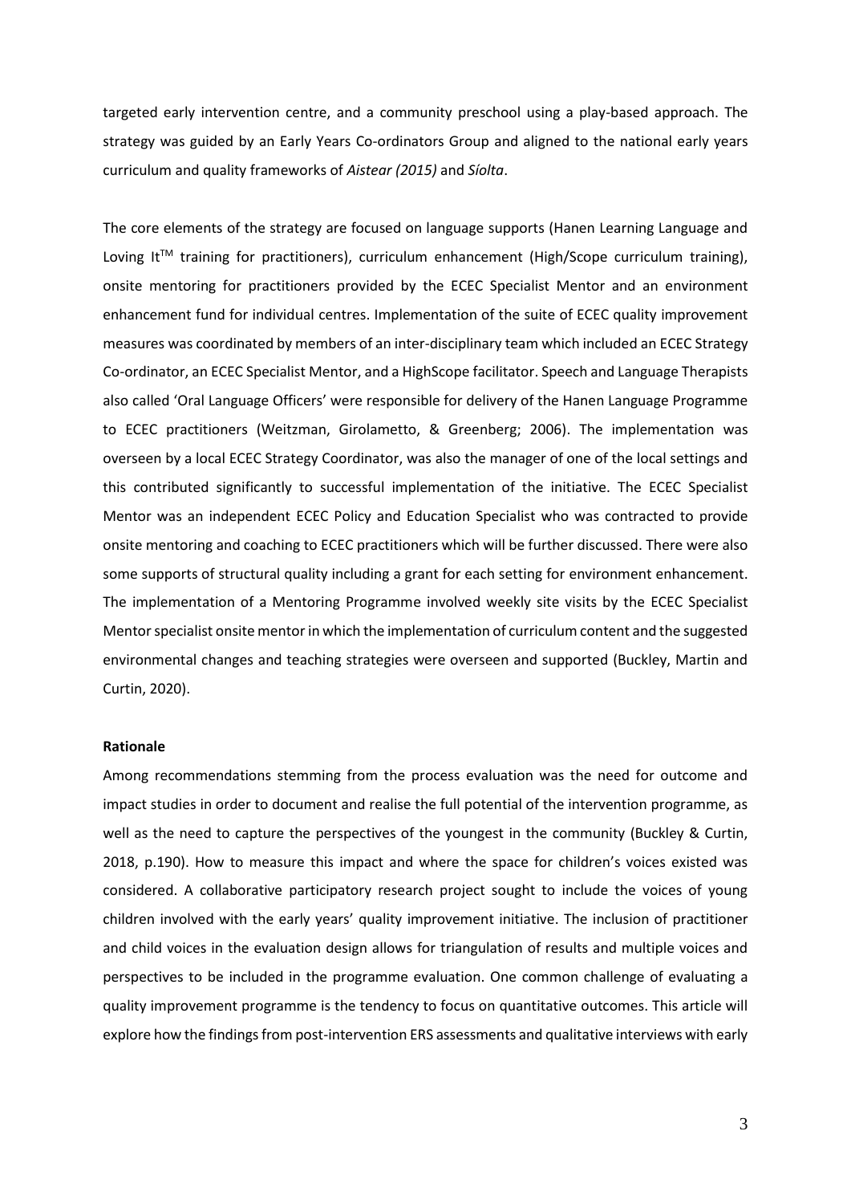targeted early intervention centre, and a community preschool using a play-based approach. The strategy was guided by an Early Years Co-ordinators Group and aligned to the national early years curriculum and quality frameworks of *Aistear (2015)* and *Síolta*.

The core elements of the strategy are focused on language supports (Hanen Learning Language and Loving It™ training for practitioners), curriculum enhancement (High/Scope curriculum training), onsite mentoring for practitioners provided by the ECEC Specialist Mentor and an environment enhancement fund for individual centres. Implementation of the suite of ECEC quality improvement measures was coordinated by members of an inter-disciplinary team which included an ECEC Strategy Co-ordinator, an ECEC Specialist Mentor, and a HighScope facilitator. Speech and Language Therapists also called 'Oral Language Officers' were responsible for delivery of the Hanen Language Programme to ECEC practitioners (Weitzman, Girolametto, & Greenberg; 2006). The implementation was overseen by a local ECEC Strategy Coordinator, was also the manager of one of the local settings and this contributed significantly to successful implementation of the initiative. The ECEC Specialist Mentor was an independent ECEC Policy and Education Specialist who was contracted to provide onsite mentoring and coaching to ECEC practitioners which will be further discussed. There were also some supports of structural quality including a grant for each setting for environment enhancement. The implementation of a Mentoring Programme involved weekly site visits by the ECEC Specialist Mentor specialist onsite mentor in which the implementation of curriculum content and the suggested environmental changes and teaching strategies were overseen and supported (Buckley, Martin and Curtin, 2020).

**Rationale**

Among recommendations stemming from the process evaluation was the need for outcome and impact studies in order to document and realise the full potential of the intervention programme, as well as the need to capture the perspectives of the youngest in the community (Buckley & Curtin, 2018, p.190). How to measure this impact and where the space for children's voices existed was considered. A collaborative participatory research project sought to include the voices of young children involved with the early years' quality improvement initiative. The inclusion of practitioner and child voices in the evaluation design allows for triangulation of results and multiple voices and perspectives to be included in the programme evaluation. One common challenge of evaluating a quality improvement programme is the tendency to focus on quantitative outcomes. This article will explore how the findings from post-intervention ERS assessments and qualitative interviews with early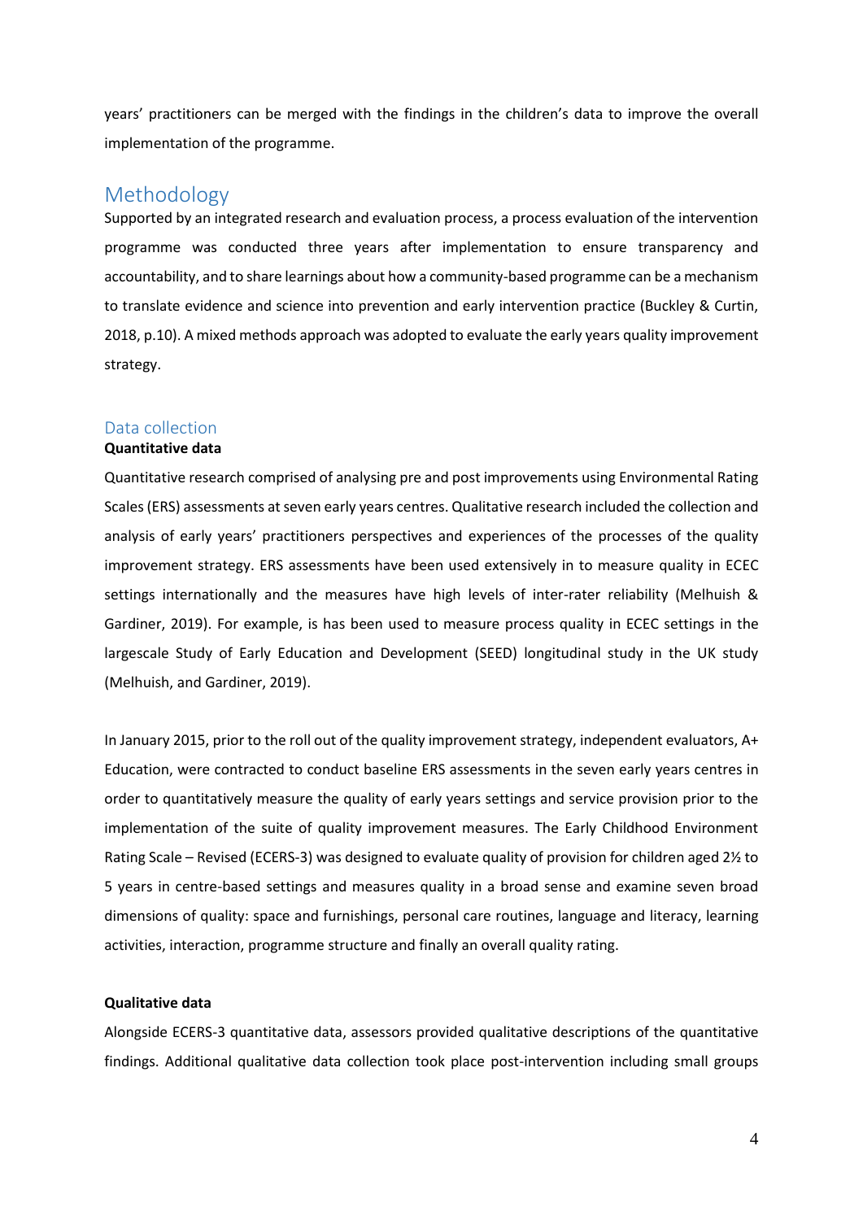years' practitioners can be merged with the findings in the children's data to improve the overall implementation of the programme.

## Methodology

Supported by an integrated research and evaluation process, a process evaluation of the intervention programme was conducted three years after implementation to ensure transparency and accountability, and to share learnings about how a community-based programme can be a mechanism to translate evidence and science into prevention and early intervention practice (Buckley & Curtin, 2018, p.10). A mixed methods approach was adopted to evaluate the early years quality improvement strategy.

### Data collection

**Quantitative data**

Quantitative research comprised of analysing pre and post improvements using Environmental Rating Scales (ERS) assessments at seven early years centres. Qualitative research included the collection and analysis of early years' practitioners perspectives and experiences of the processes of the quality improvement strategy. ERS assessments have been used extensively in to measure quality in ECEC settings internationally and the measures have high levels of inter-rater reliability (Melhuish & Gardiner, 2019). For example, is has been used to measure process quality in ECEC settings in the largescale Study of Early Education and Development (SEED) longitudinal study in the UK study (Melhuish, and Gardiner, 2019).

In January 2015, prior to the roll out of the quality improvement strategy, independent evaluators, A+ Education, were contracted to conduct baseline ERS assessments in the seven early years centres in order to quantitatively measure the quality of early years settings and service provision prior to the implementation of the suite of quality improvement measures. The Early Childhood Environment Rating Scale – Revised (ECERS-3) was designed to evaluate quality of provision for children aged 2½ to 5 years in centre-based settings and measures quality in a broad sense and examine seven broad dimensions of quality: space and furnishings, personal care routines, language and literacy, learning activities, interaction, programme structure and finally an overall quality rating.

**Qualitative data**

Alongside ECERS-3 quantitative data, assessors provided qualitative descriptions of the quantitative findings. Additional qualitative data collection took place post-intervention including small groups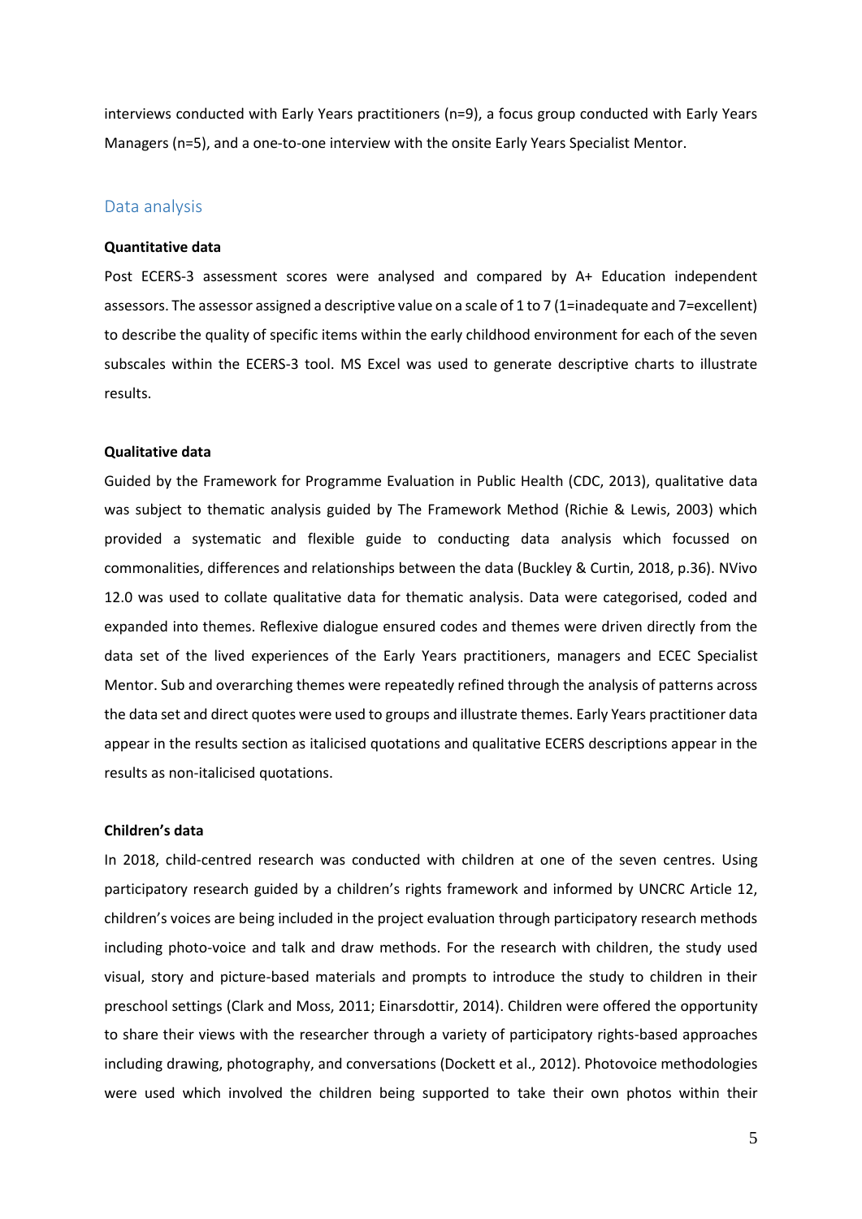interviews conducted with Early Years practitioners (n=9), a focus group conducted with Early Years Managers (n=5), and a one-to-one interview with the onsite Early Years Specialist Mentor.

## Data analysis

**Quantitative data**

Post ECERS-3 assessment scores were analysed and compared by A+ Education independent assessors. The assessor assigned a descriptive value on a scale of 1 to 7 (1=inadequate and 7=excellent) to describe the quality of specific items within the early childhood environment for each of the seven subscales within the ECERS-3 tool. MS Excel was used to generate descriptive charts to illustrate results.

**Qualitative data**

Guided by the Framework for Programme Evaluation in Public Health (CDC, 2013), qualitative data was subject to thematic analysis guided by The Framework Method (Richie & Lewis, 2003) which provided a systematic and flexible guide to conducting data analysis which focussed on commonalities, differences and relationships between the data (Buckley & Curtin, 2018, p.36). NVivo 12.0 was used to collate qualitative data for thematic analysis. Data were categorised, coded and expanded into themes. Reflexive dialogue ensured codes and themes were driven directly from the data set of the lived experiences of the Early Years practitioners, managers and ECEC Specialist Mentor. Sub and overarching themes were repeatedly refined through the analysis of patterns across the data set and direct quotes were used to groups and illustrate themes. Early Years practitioner data appear in the results section as italicised quotations and qualitative ECERS descriptions appear in the results as non-italicised quotations.

**Children's data**

In 2018, child-centred research was conducted with children at one of the seven centres. Using participatory research guided by a children's rights framework and informed by UNCRC Article 12, children's voices are being included in the project evaluation through participatory research methods including photo-voice and talk and draw methods. For the research with children, the study used visual, story and picture-based materials and prompts to introduce the study to children in their preschool settings (Clark and Moss, 2011; Einarsdottir, 2014). Children were offered the opportunity to share their views with the researcher through a variety of participatory rights-based approaches including drawing, photography, and conversations (Dockett et al., 2012). Photovoice methodologies were used which involved the children being supported to take their own photos within their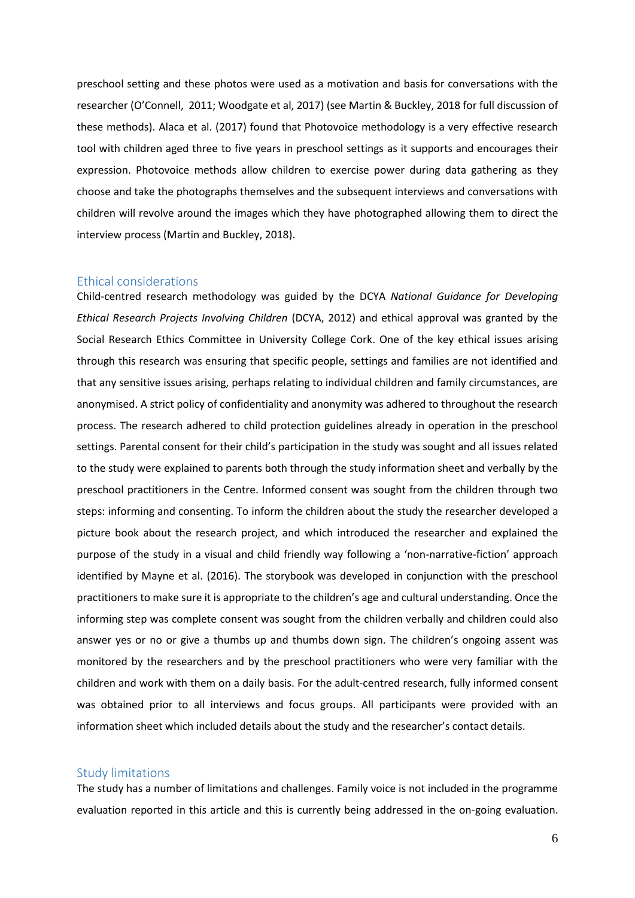preschool setting and these photos were used as a motivation and basis for conversations with the researcher (O'Connell, 2011; Woodgate et al, 2017) (see Martin & Buckley, 2018 for full discussion of these methods). Alaca et al. (2017) found that Photovoice methodology is a very effective research tool with children aged three to five years in preschool settings as it supports and encourages their expression. Photovoice methods allow children to exercise power during data gathering as they choose and take the photographs themselves and the subsequent interviews and conversations with children will revolve around the images which they have photographed allowing them to direct the interview process (Martin and Buckley, 2018).

## Ethical considerations

Child-centred research methodology was guided by the DCYA *National Guidance for Developing Ethical Research Projects Involving Children* (DCYA, 2012) and ethical approval was granted by the Social Research Ethics Committee in University College Cork. One of the key ethical issues arising through this research was ensuring that specific people, settings and families are not identified and that any sensitive issues arising, perhaps relating to individual children and family circumstances, are anonymised. A strict policy of confidentiality and anonymity was adhered to throughout the research process. The research adhered to child protection guidelines already in operation in the preschool settings. Parental consent for their child's participation in the study was sought and all issues related to the study were explained to parents both through the study information sheet and verbally by the preschool practitioners in the Centre. Informed consent was sought from the children through two steps: informing and consenting. To inform the children about the study the researcher developed a picture book about the research project, and which introduced the researcher and explained the purpose of the study in a visual and child friendly way following a 'non-narrative-fiction' approach identified by Mayne et al. (2016). The storybook was developed in conjunction with the preschool practitioners to make sure it is appropriate to the children's age and cultural understanding. Once the informing step was complete consent was sought from the children verbally and children could also answer yes or no or give a thumbs up and thumbs down sign. The children's ongoing assent was monitored by the researchers and by the preschool practitioners who were very familiar with the children and work with them on a daily basis. For the adult-centred research, fully informed consent was obtained prior to all interviews and focus groups. All participants were provided with an information sheet which included details about the study and the researcher's contact details.

## Study limitations

The study has a number of limitations and challenges. Family voice is not included in the programme evaluation reported in this article and this is currently being addressed in the on-going evaluation.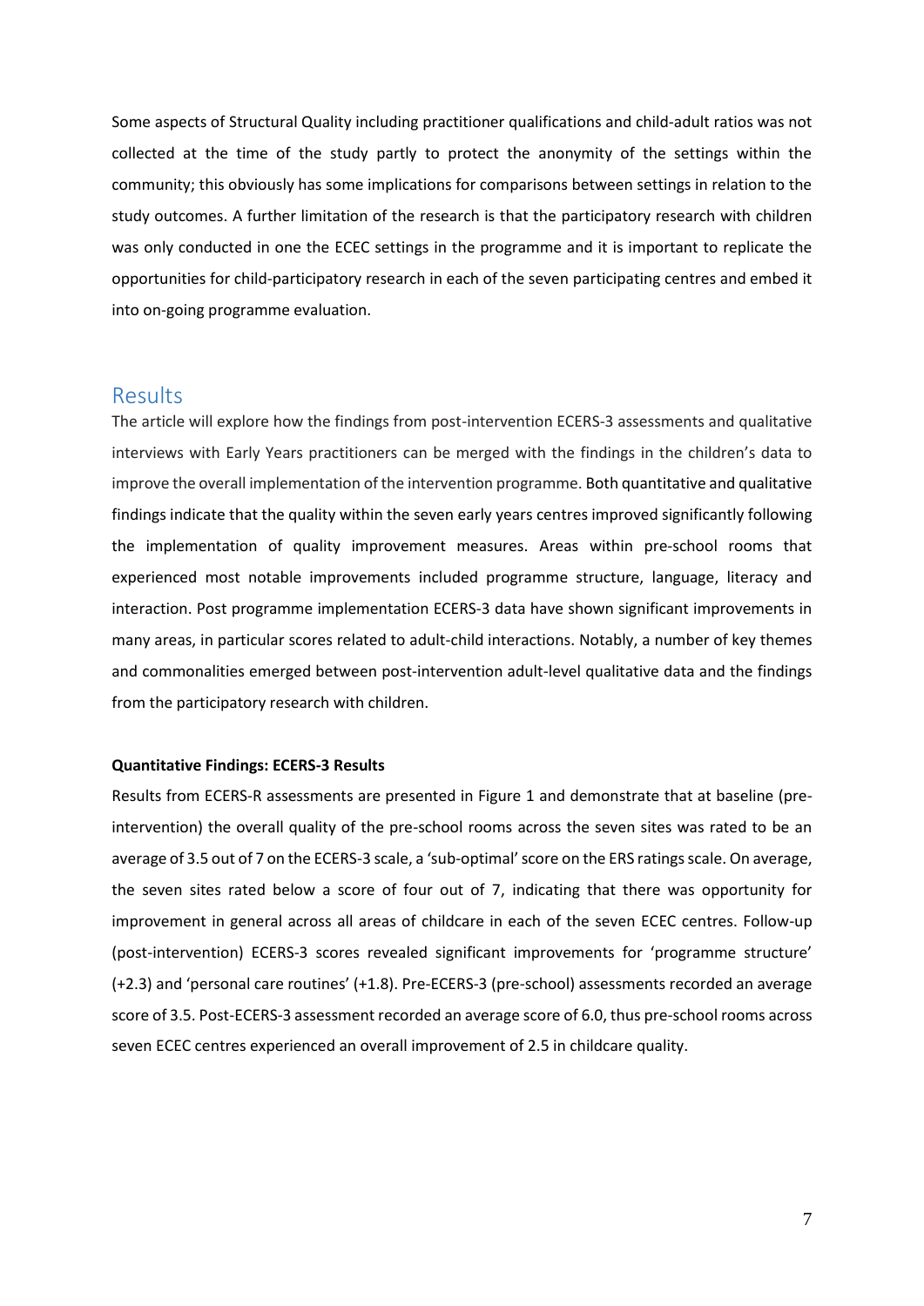Some aspects of Structural Quality including practitioner qualifications and child-adult ratios was not collected at the time of the study partly to protect the anonymity of the settings within the community; this obviously has some implications for comparisons between settings in relation to the study outcomes. A further limitation of the research is that the participatory research with children was only conducted in one the ECEC settings in the programme and it is important to replicate the opportunities for child-participatory research in each of the seven participating centres and embed it into on-going programme evaluation.

## Results

The article will explore how the findings from post-intervention ECERS-3 assessments and qualitative interviews with Early Years practitioners can be merged with the findings in the children's data to improve the overall implementation of the intervention programme. Both quantitative and qualitative findings indicate that the quality within the seven early years centres improved significantly following the implementation of quality improvement measures. Areas within pre-school rooms that experienced most notable improvements included programme structure, language, literacy and interaction. Post programme implementation ECERS-3 data have shown significant improvements in many areas, in particular scores related to adult-child interactions. Notably, a number of key themes and commonalities emerged between post-intervention adult-level qualitative data and the findings from the participatory research with children.

**Quantitative Findings: ECERS-3 Results**

Results from ECERS-R assessments are presented in Figure 1 and demonstrate that at baseline (pre-intervention) the overall quality of the pre-school rooms across the seven sites was rated to be an average of 3.5 out of 7 on the ECERS-3 scale, a 'sub-optimal' score on the ERS ratings scale. On average, the seven sites rated below a score of four out of 7, indicating that there was opportunity for improvement in general across all areas of childcare in each of the seven ECEC centres. Follow-up (post-intervention) ECERS-3 scores revealed significant improvements for 'programme structure' (+2.3) and 'personal care routines' (+1.8). Pre-ECERS-3 (pre-school) assessments recorded an average score of 3.5. Post-ECERS-3 assessment recorded an average score of 6.0, thus pre-school rooms across seven ECEC centres experienced an overall improvement of 2.5 in childcare quality.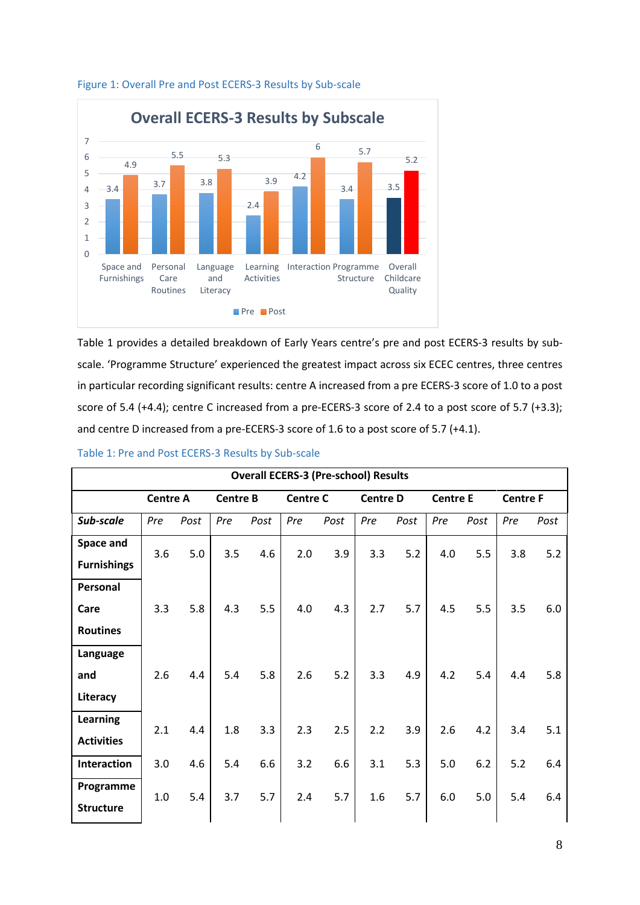Figure 1: Overall Pre and Post ECERS-3 Results by Sub-scale

Table 1 provides a detailed breakdown of Early Years centre's pre and post ECERS-3 results by sub-scale. 'Programme Structure' experienced the greatest impact across six ECEC centres, three centres in particular recording significant results: centre A increased from a pre ECERS-3 score of 1.0 to a post score of 5.4 (+4.4); centre C increased from a pre-ECERS-3 score of 2.4 to a post score of 5.7 (+3.3); and centre D increased from a pre-ECERS-3 score of 1.6 to a post score of 5.7 (+4.1).

Table 1: Pre and Post ECERS-3 Results by Sub-scale

| Overall ECERS-3 (Pre-school) Results | | | | | | | | | | | | |
|---|---|---|---|---|---|---|---|---|---|---|---|---|
| | **Centre A** | | **Centre B** | | **Centre C** | | **Centre D** | | **Centre E** | | **Centre F** | |
| ***Sub-scale*** | *Pre* | *Post* | *Pre* | *Post* | *Pre* | *Post* | *Pre* | *Post* | *Pre* | *Post* | *Pre* | *Post* |
| **Space and Furnishings** | 3.6 | 5.0 | 3.5 | 4.6 | 2.0 | 3.9 | 3.3 | 5.2 | 4.0 | 5.5 | 3.8 | 5.2 |
| **Personal Care Routines** | 3.3 | 5.8 | 4.3 | 5.5 | 4.0 | 4.3 | 2.7 | 5.7 | 4.5 | 5.5 | 3.5 | 6.0 |
| **Language and Literacy** | 2.6 | 4.4 | 5.4 | 5.8 | 2.6 | 5.2 | 3.3 | 4.9 | 4.2 | 5.4 | 4.4 | 5.8 |
| **Learning Activities** | 2.1 | 4.4 | 1.8 | 3.3 | 2.3 | 2.5 | 2.2 | 3.9 | 2.6 | 4.2 | 3.4 | 5.1 |
| **Interaction** | 3.0 | 4.6 | 5.4 | 6.6 | 3.2 | 6.6 | 3.1 | 5.3 | 5.0 | 6.2 | 5.2 | 6.4 |
| **Programme Structure** | 1.0 | 5.4 | 3.7 | 5.7 | 2.4 | 5.7 | 1.6 | 5.7 | 6.0 | 5.0 | 5.4 | 6.4 |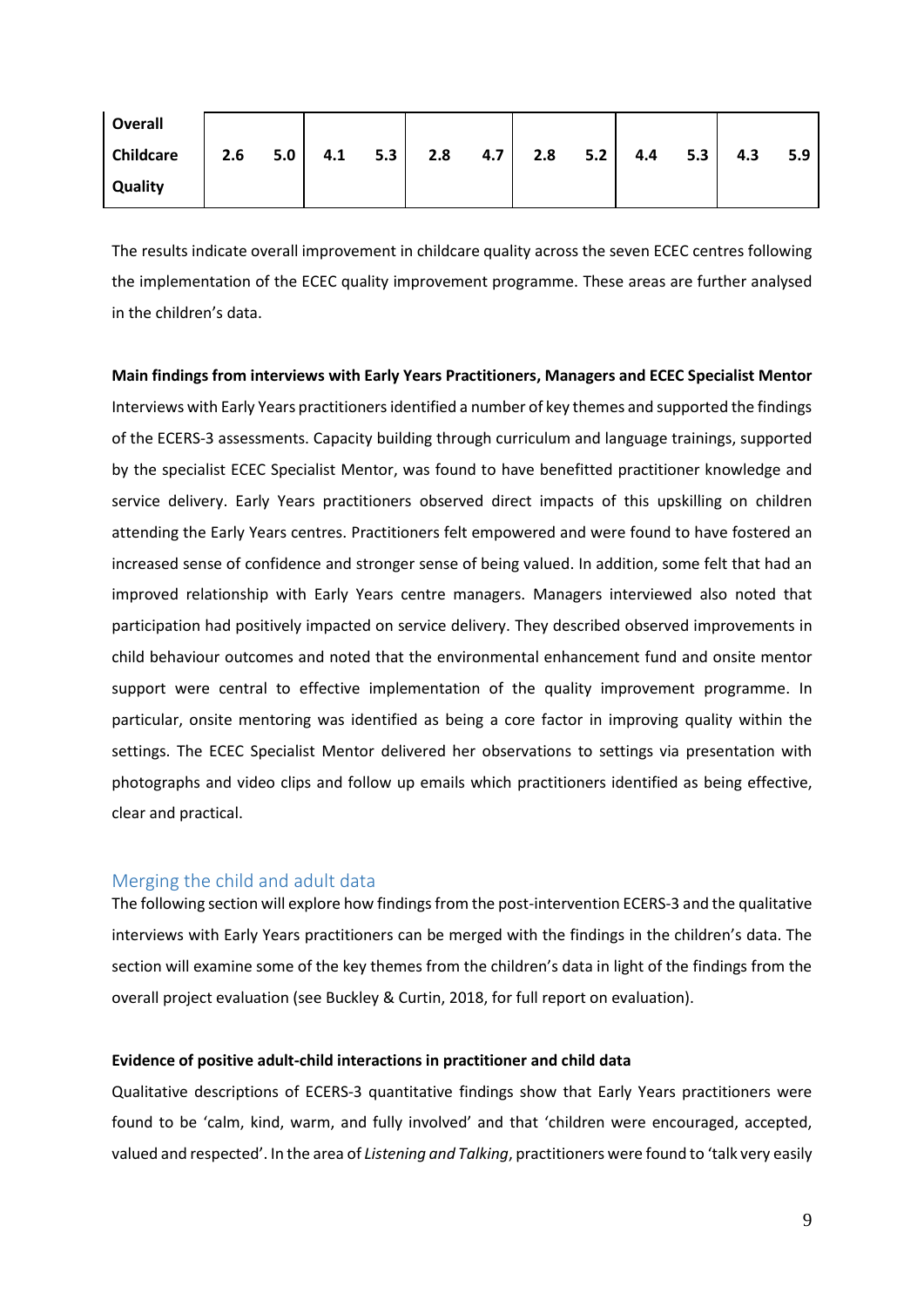| Overall Childcare Quality | 2.6 | 5.0 | 4.1 | 5.3 | 2.8 | 4.7 | 2.8 | 5.2 | 4.4 | 5.3 | 4.3 | 5.9 |
|---|---|---|---|---|---|---|---|---|---|---|---|---|

The results indicate overall improvement in childcare quality across the seven ECEC centres following the implementation of the ECEC quality improvement programme. These areas are further analysed in the children's data.

**Main findings from interviews with Early Years Practitioners, Managers and ECEC Specialist Mentor**

Interviews with Early Years practitioners identified a number of key themes and supported the findings of the ECERS-3 assessments. Capacity building through curriculum and language trainings, supported by the specialist ECEC Specialist Mentor, was found to have benefitted practitioner knowledge and service delivery. Early Years practitioners observed direct impacts of this upskilling on children attending the Early Years centres. Practitioners felt empowered and were found to have fostered an increased sense of confidence and stronger sense of being valued. In addition, some felt that had an improved relationship with Early Years centre managers. Managers interviewed also noted that participation had positively impacted on service delivery. They described observed improvements in child behaviour outcomes and noted that the environmental enhancement fund and onsite mentor support were central to effective implementation of the quality improvement programme. In particular, onsite mentoring was identified as being a core factor in improving quality within the settings. The ECEC Specialist Mentor delivered her observations to settings via presentation with photographs and video clips and follow up emails which practitioners identified as being effective, clear and practical.

## Merging the child and adult data

The following section will explore how findings from the post-intervention ECERS-3 and the qualitative interviews with Early Years practitioners can be merged with the findings in the children's data. The section will examine some of the key themes from the children's data in light of the findings from the overall project evaluation (see Buckley & Curtin, 2018, for full report on evaluation).

**Evidence of positive adult-child interactions in practitioner and child data**

Qualitative descriptions of ECERS-3 quantitative findings show that Early Years practitioners were found to be 'calm, kind, warm, and fully involved' and that 'children were encouraged, accepted, valued and respected'. In the area of *Listening and Talking*, practitioners were found to 'talk very easily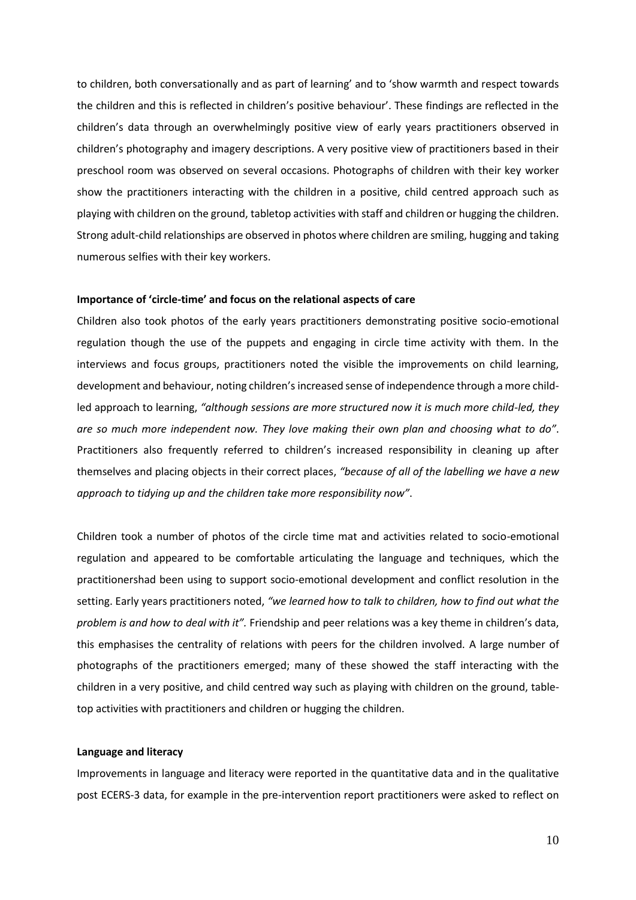to children, both conversationally and as part of learning' and to 'show warmth and respect towards the children and this is reflected in children's positive behaviour'. These findings are reflected in the children's data through an overwhelmingly positive view of early years practitioners observed in children's photography and imagery descriptions. A very positive view of practitioners based in their preschool room was observed on several occasions. Photographs of children with their key worker show the practitioners interacting with the children in a positive, child centred approach such as playing with children on the ground, tabletop activities with staff and children or hugging the children. Strong adult-child relationships are observed in photos where children are smiling, hugging and taking numerous selfies with their key workers.

**Importance of 'circle-time' and focus on the relational aspects of care**

Children also took photos of the early years practitioners demonstrating positive socio-emotional regulation though the use of the puppets and engaging in circle time activity with them. In the interviews and focus groups, practitioners noted the visible the improvements on child learning, development and behaviour, noting children's increased sense of independence through a more child-led approach to learning, *"although sessions are more structured now it is much more child-led, they are so much more independent now. They love making their own plan and choosing what to do"*. Practitioners also frequently referred to children's increased responsibility in cleaning up after themselves and placing objects in their correct places, *"because of all of the labelling we have a new approach to tidying up and the children take more responsibility now"*.

Children took a number of photos of the circle time mat and activities related to socio-emotional regulation and appeared to be comfortable articulating the language and techniques, which the practitionershad been using to support socio-emotional development and conflict resolution in the setting. Early years practitioners noted, *"we learned how to talk to children, how to find out what the problem is and how to deal with it".* Friendship and peer relations was a key theme in children's data, this emphasises the centrality of relations with peers for the children involved. A large number of photographs of the practitioners emerged; many of these showed the staff interacting with the children in a very positive, and child centred way such as playing with children on the ground, table-top activities with practitioners and children or hugging the children.

**Language and literacy**

Improvements in language and literacy were reported in the quantitative data and in the qualitative post ECERS-3 data, for example in the pre-intervention report practitioners were asked to reflect on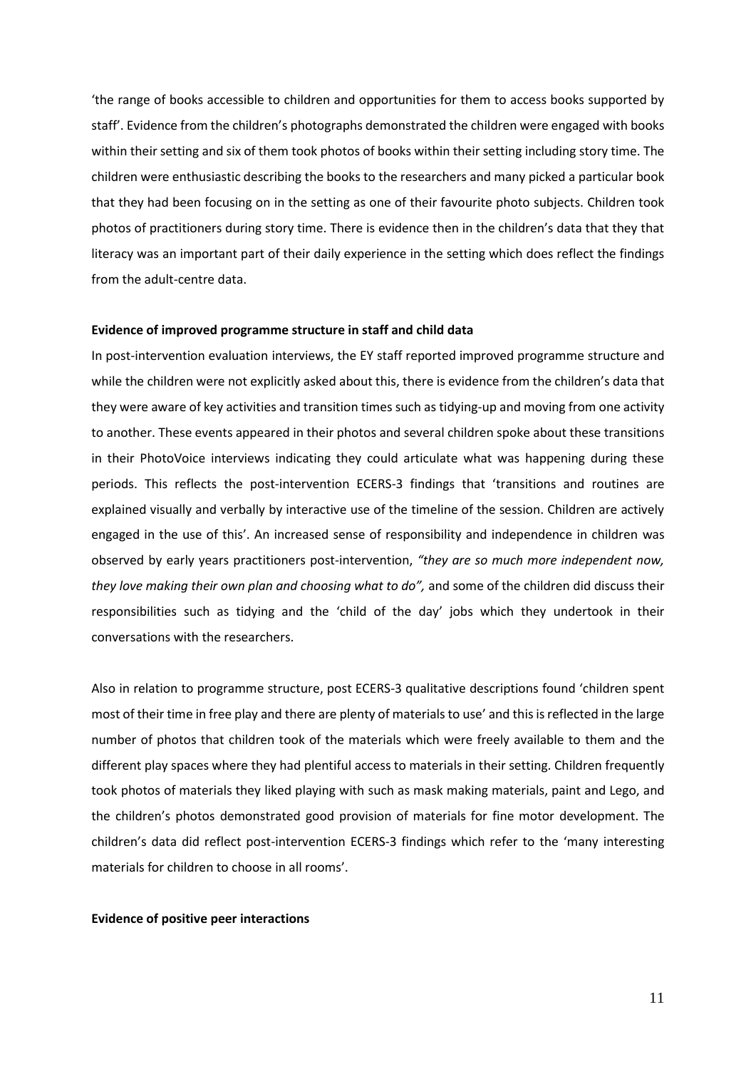'the range of books accessible to children and opportunities for them to access books supported by staff'. Evidence from the children's photographs demonstrated the children were engaged with books within their setting and six of them took photos of books within their setting including story time. The children were enthusiastic describing the books to the researchers and many picked a particular book that they had been focusing on in the setting as one of their favourite photo subjects. Children took photos of practitioners during story time. There is evidence then in the children's data that they that literacy was an important part of their daily experience in the setting which does reflect the findings from the adult-centre data.

**Evidence of improved programme structure in staff and child data**

In post-intervention evaluation interviews, the EY staff reported improved programme structure and while the children were not explicitly asked about this, there is evidence from the children's data that they were aware of key activities and transition times such as tidying-up and moving from one activity to another. These events appeared in their photos and several children spoke about these transitions in their PhotoVoice interviews indicating they could articulate what was happening during these periods. This reflects the post-intervention ECERS-3 findings that 'transitions and routines are explained visually and verbally by interactive use of the timeline of the session. Children are actively engaged in the use of this'. An increased sense of responsibility and independence in children was observed by early years practitioners post-intervention, *"they are so much more independent now, they love making their own plan and choosing what to do",* and some of the children did discuss their responsibilities such as tidying and the 'child of the day' jobs which they undertook in their conversations with the researchers.

Also in relation to programme structure, post ECERS-3 qualitative descriptions found 'children spent most of their time in free play and there are plenty of materials to use' and this is reflected in the large number of photos that children took of the materials which were freely available to them and the different play spaces where they had plentiful access to materials in their setting. Children frequently took photos of materials they liked playing with such as mask making materials, paint and Lego, and the children's photos demonstrated good provision of materials for fine motor development. The children's data did reflect post-intervention ECERS-3 findings which refer to the 'many interesting materials for children to choose in all rooms'.

**Evidence of positive peer interactions**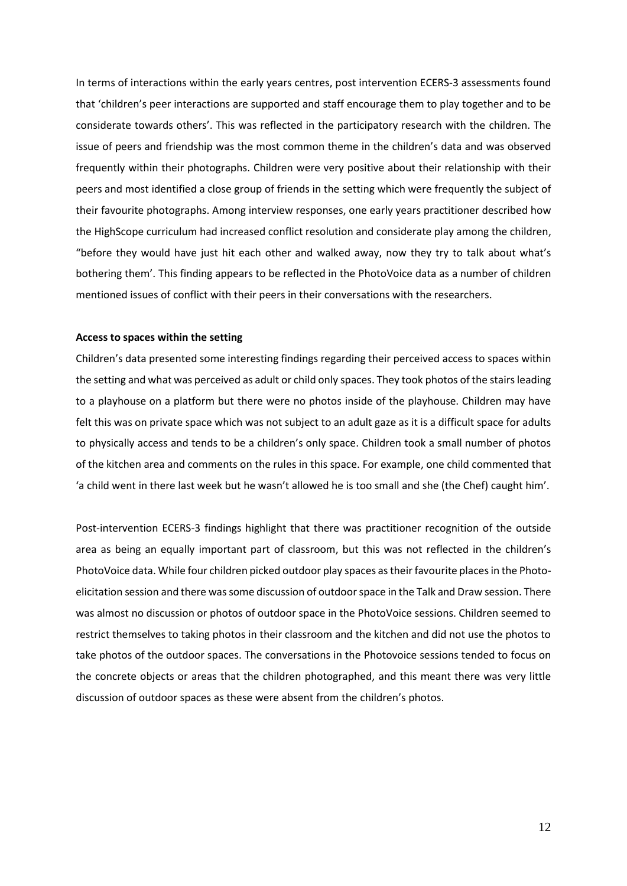In terms of interactions within the early years centres, post intervention ECERS-3 assessments found that 'children's peer interactions are supported and staff encourage them to play together and to be considerate towards others'. This was reflected in the participatory research with the children. The issue of peers and friendship was the most common theme in the children's data and was observed frequently within their photographs. Children were very positive about their relationship with their peers and most identified a close group of friends in the setting which were frequently the subject of their favourite photographs. Among interview responses, one early years practitioner described how the HighScope curriculum had increased conflict resolution and considerate play among the children, "before they would have just hit each other and walked away, now they try to talk about what's bothering them'. This finding appears to be reflected in the PhotoVoice data as a number of children mentioned issues of conflict with their peers in their conversations with the researchers.

**Access to spaces within the setting**

Children's data presented some interesting findings regarding their perceived access to spaces within the setting and what was perceived as adult or child only spaces. They took photos of the stairs leading to a playhouse on a platform but there were no photos inside of the playhouse. Children may have felt this was on private space which was not subject to an adult gaze as it is a difficult space for adults to physically access and tends to be a children's only space. Children took a small number of photos of the kitchen area and comments on the rules in this space. For example, one child commented that 'a child went in there last week but he wasn't allowed he is too small and she (the Chef) caught him'.

Post-intervention ECERS-3 findings highlight that there was practitioner recognition of the outside area as being an equally important part of classroom, but this was not reflected in the children's PhotoVoice data. While four children picked outdoor play spaces as their favourite places in the Photo-elicitation session and there was some discussion of outdoor space in the Talk and Draw session. There was almost no discussion or photos of outdoor space in the PhotoVoice sessions. Children seemed to restrict themselves to taking photos in their classroom and the kitchen and did not use the photos to take photos of the outdoor spaces. The conversations in the Photovoice sessions tended to focus on the concrete objects or areas that the children photographed, and this meant there was very little discussion of outdoor spaces as these were absent from the children's photos.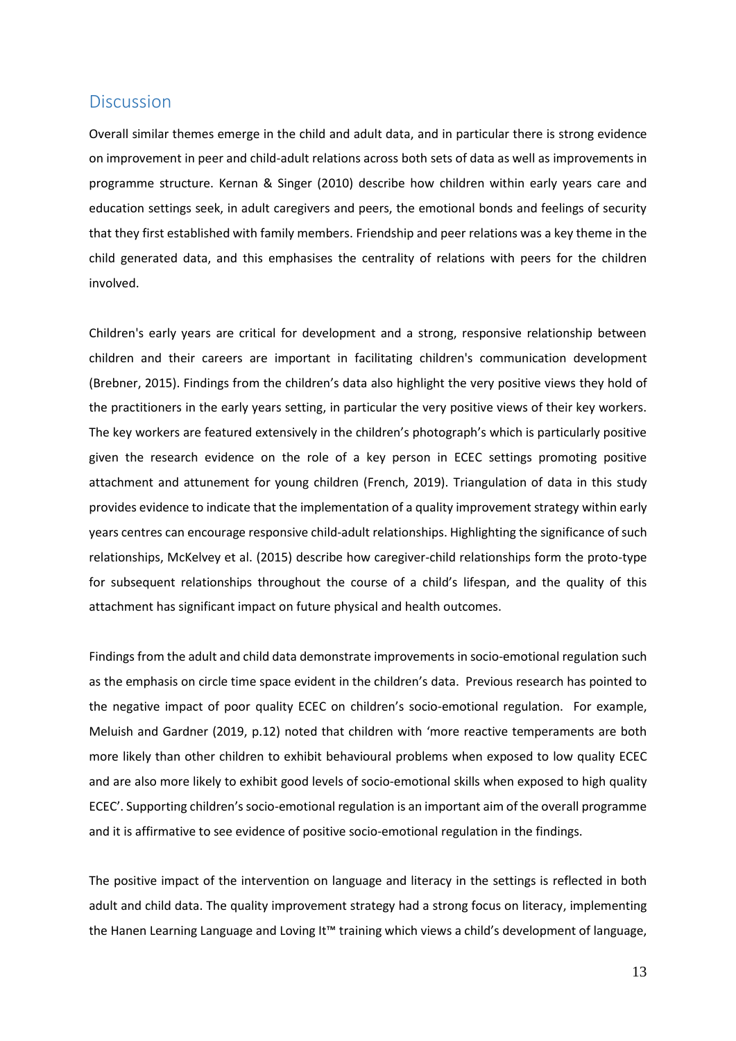## Discussion

Overall similar themes emerge in the child and adult data, and in particular there is strong evidence on improvement in peer and child-adult relations across both sets of data as well as improvements in programme structure. Kernan & Singer (2010) describe how children within early years care and education settings seek, in adult caregivers and peers, the emotional bonds and feelings of security that they first established with family members. Friendship and peer relations was a key theme in the child generated data, and this emphasises the centrality of relations with peers for the children involved.

Children's early years are critical for development and a strong, responsive relationship between children and their careers are important in facilitating children's communication development (Brebner, 2015). Findings from the children's data also highlight the very positive views they hold of the practitioners in the early years setting, in particular the very positive views of their key workers. The key workers are featured extensively in the children's photograph's which is particularly positive given the research evidence on the role of a key person in ECEC settings promoting positive attachment and attunement for young children (French, 2019). Triangulation of data in this study provides evidence to indicate that the implementation of a quality improvement strategy within early years centres can encourage responsive child-adult relationships. Highlighting the significance of such relationships, McKelvey et al. (2015) describe how caregiver-child relationships form the proto-type for subsequent relationships throughout the course of a child's lifespan, and the quality of this attachment has significant impact on future physical and health outcomes.

Findings from the adult and child data demonstrate improvements in socio-emotional regulation such as the emphasis on circle time space evident in the children's data. Previous research has pointed to the negative impact of poor quality ECEC on children's socio-emotional regulation. For example, Meluish and Gardner (2019, p.12) noted that children with 'more reactive temperaments are both more likely than other children to exhibit behavioural problems when exposed to low quality ECEC and are also more likely to exhibit good levels of socio-emotional skills when exposed to high quality ECEC'. Supporting children's socio-emotional regulation is an important aim of the overall programme and it is affirmative to see evidence of positive socio-emotional regulation in the findings.

The positive impact of the intervention on language and literacy in the settings is reflected in both adult and child data. The quality improvement strategy had a strong focus on literacy, implementing the Hanen Learning Language and Loving It™ training which views a child's development of language,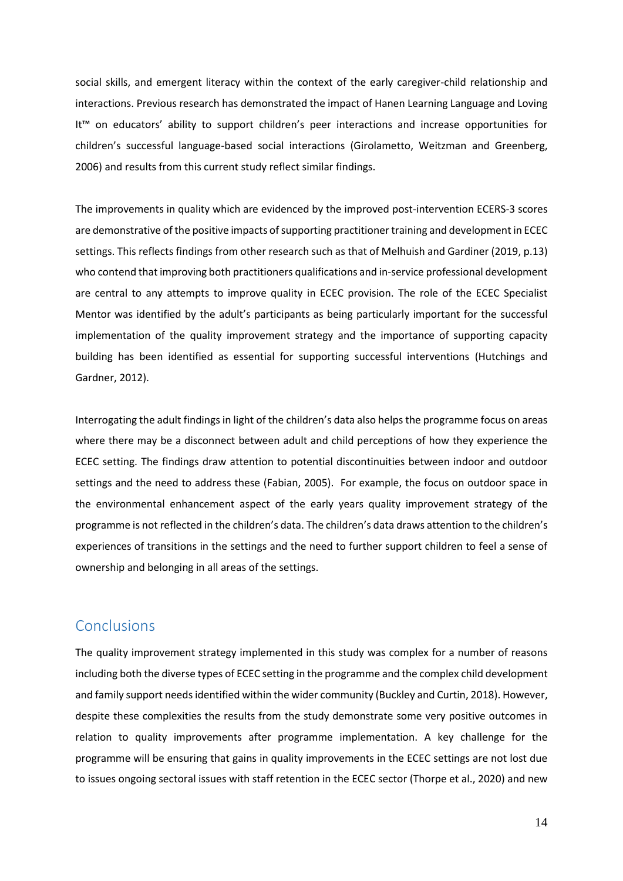social skills, and emergent literacy within the context of the early caregiver-child relationship and interactions. Previous research has demonstrated the impact of Hanen Learning Language and Loving It™ on educators' ability to support children's peer interactions and increase opportunities for children's successful language-based social interactions (Girolametto, Weitzman and Greenberg, 2006) and results from this current study reflect similar findings.

The improvements in quality which are evidenced by the improved post-intervention ECERS-3 scores are demonstrative of the positive impacts of supporting practitioner training and development in ECEC settings. This reflects findings from other research such as that of Melhuish and Gardiner (2019, p.13) who contend that improving both practitioners qualifications and in-service professional development are central to any attempts to improve quality in ECEC provision. The role of the ECEC Specialist Mentor was identified by the adult's participants as being particularly important for the successful implementation of the quality improvement strategy and the importance of supporting capacity building has been identified as essential for supporting successful interventions (Hutchings and Gardner, 2012).

Interrogating the adult findings in light of the children's data also helps the programme focus on areas where there may be a disconnect between adult and child perceptions of how they experience the ECEC setting. The findings draw attention to potential discontinuities between indoor and outdoor settings and the need to address these (Fabian, 2005). For example, the focus on outdoor space in the environmental enhancement aspect of the early years quality improvement strategy of the programme is not reflected in the children's data. The children's data draws attention to the children's experiences of transitions in the settings and the need to further support children to feel a sense of ownership and belonging in all areas of the settings.

## Conclusions

The quality improvement strategy implemented in this study was complex for a number of reasons including both the diverse types of ECEC setting in the programme and the complex child development and family support needs identified within the wider community (Buckley and Curtin, 2018). However, despite these complexities the results from the study demonstrate some very positive outcomes in relation to quality improvements after programme implementation. A key challenge for the programme will be ensuring that gains in quality improvements in the ECEC settings are not lost due to issues ongoing sectoral issues with staff retention in the ECEC sector (Thorpe et al., 2020) and new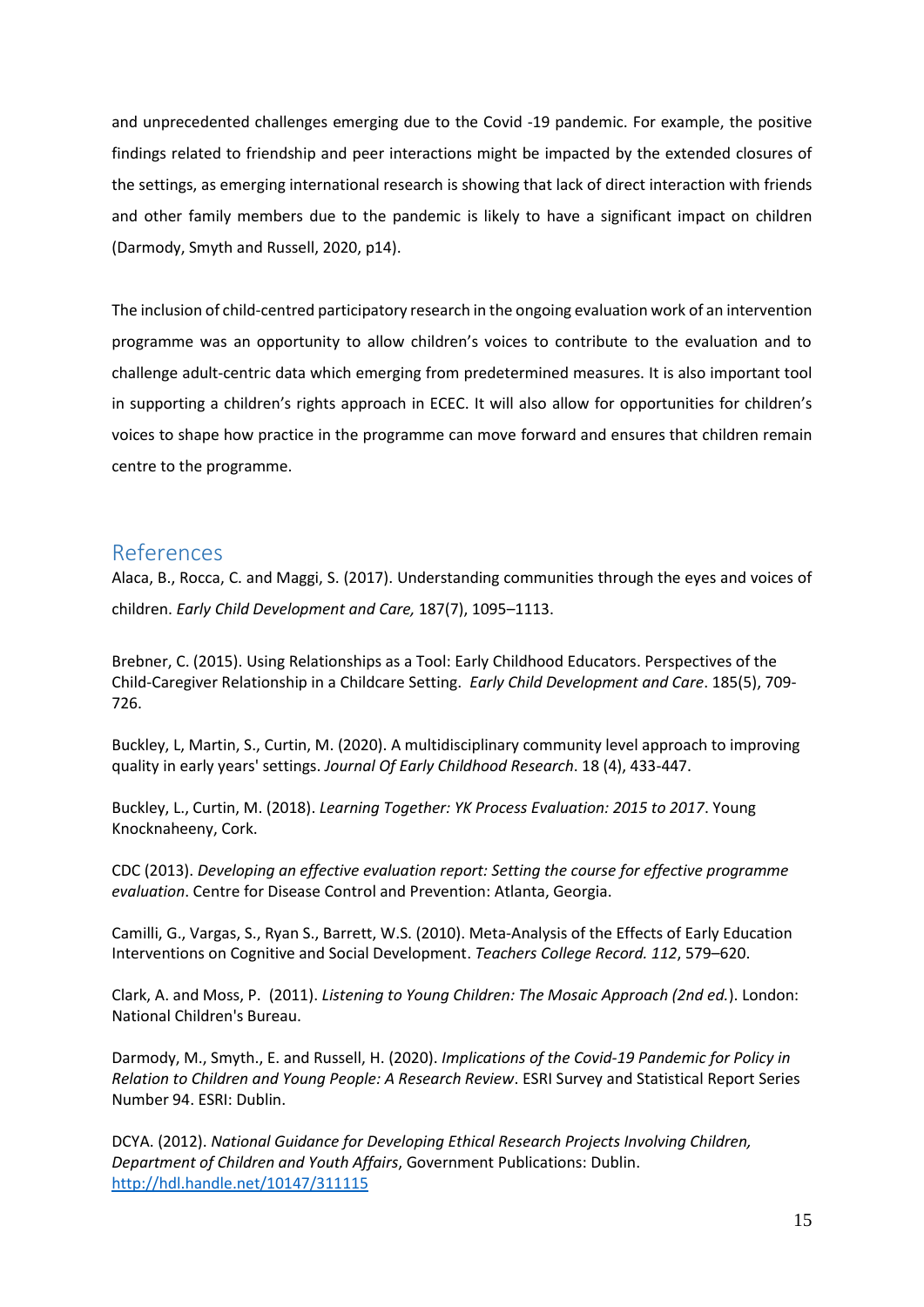and unprecedented challenges emerging due to the Covid -19 pandemic. For example, the positive findings related to friendship and peer interactions might be impacted by the extended closures of the settings, as emerging international research is showing that lack of direct interaction with friends and other family members due to the pandemic is likely to have a significant impact on children (Darmody, Smyth and Russell, 2020, p14).

The inclusion of child-centred participatory research in the ongoing evaluation work of an intervention programme was an opportunity to allow children's voices to contribute to the evaluation and to challenge adult-centric data which emerging from predetermined measures. It is also important tool in supporting a children's rights approach in ECEC. It will also allow for opportunities for children's voices to shape how practice in the programme can move forward and ensures that children remain centre to the programme.

## References

Alaca, B., Rocca, C. and Maggi, S. (2017). Understanding communities through the eyes and voices of children. *Early Child Development and Care,* 187(7), 1095–1113.

Brebner, C. (2015). Using Relationships as a Tool: Early Childhood Educators. Perspectives of the Child-Caregiver Relationship in a Childcare Setting. *Early Child Development and Care*. 185(5), 709-726.

Buckley, L, Martin, S., Curtin, M. (2020). A multidisciplinary community level approach to improving quality in early years' settings. *Journal Of Early Childhood Research*. 18 (4), 433-447.

Buckley, L., Curtin, M. (2018). *Learning Together: YK Process Evaluation: 2015 to 2017*. Young Knocknaheeny, Cork.

CDC (2013). *Developing an effective evaluation report: Setting the course for effective programme evaluation*. Centre for Disease Control and Prevention: Atlanta, Georgia.

Camilli, G., Vargas, S., Ryan S., Barrett, W.S. (2010). Meta-Analysis of the Effects of Early Education Interventions on Cognitive and Social Development. *Teachers College Record. 112*, 579–620.

Clark, A. and Moss, P. (2011). *Listening to Young Children: The Mosaic Approach (2nd ed.*). London: National Children's Bureau.

Darmody, M., Smyth., E. and Russell, H. (2020). *Implications of the Covid-19 Pandemic for Policy in Relation to Children and Young People: A Research Review*. ESRI Survey and Statistical Report Series Number 94. ESRI: Dublin.

DCYA. (2012). *National Guidance for Developing Ethical Research Projects Involving Children, Department of Children and Youth Affairs*, Government Publications: Dublin. http://hdl.handle.net/10147/311115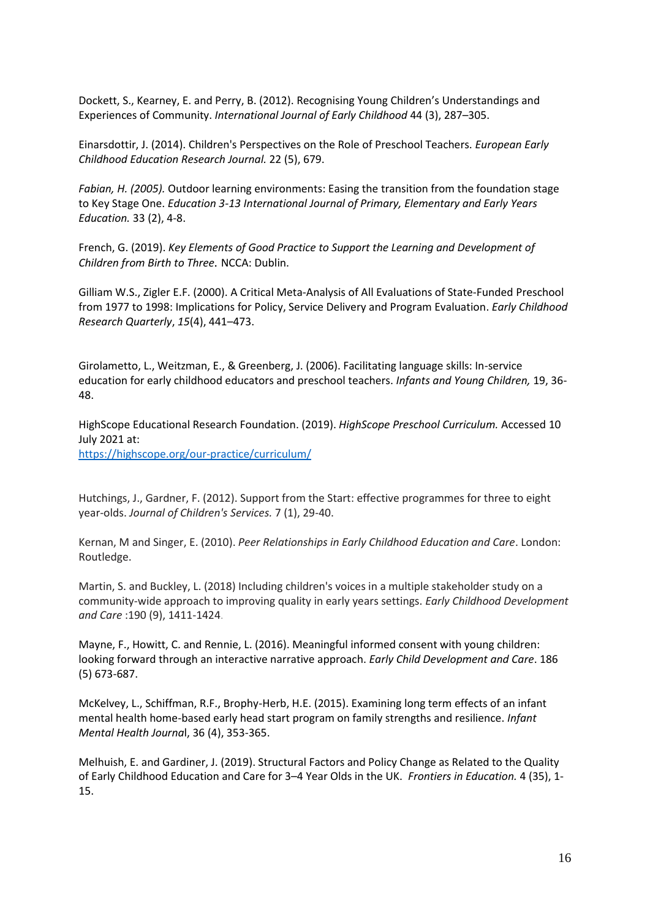Dockett, S., Kearney, E. and Perry, B. (2012). Recognising Young Children's Understandings and Experiences of Community. *International Journal of Early Childhood* 44 (3), 287–305.

Einarsdottir, J. (2014). Children's Perspectives on the Role of Preschool Teachers. *European Early Childhood Education Research Journal.* 22 (5), 679.

*Fabian, H. (2005).* Outdoor learning environments: Easing the transition from the foundation stage to Key Stage One. *Education 3-13 International Journal of Primary, Elementary and Early Years Education.* 33 (2), 4-8.

French, G. (2019). *Key Elements of Good Practice to Support the Learning and Development of Children from Birth to Three.* NCCA: Dublin.

Gilliam W.S., Zigler E.F. (2000). A Critical Meta-Analysis of All Evaluations of State-Funded Preschool from 1977 to 1998: Implications for Policy, Service Delivery and Program Evaluation. *Early Childhood Research Quarterly*, *15*(4), 441–473.

Girolametto, L., Weitzman, E., & Greenberg, J. (2006). Facilitating language skills: In-service education for early childhood educators and preschool teachers. *Infants and Young Children,* 19, 36-48.

HighScope Educational Research Foundation. (2019). *HighScope Preschool Curriculum.* Accessed 10 July 2021 at:
https://highscope.org/our-practice/curriculum/

Hutchings, J., Gardner, F. (2012). Support from the Start: effective programmes for three to eight year-olds. *Journal of Children's Services.* 7 (1), 29-40.

Kernan, M and Singer, E. (2010). *Peer Relationships in Early Childhood Education and Care*. London: Routledge.

Martin, S. and Buckley, L. (2018) Including children's voices in a multiple stakeholder study on a community-wide approach to improving quality in early years settings. *Early Childhood Development and Care* :190 (9), 1411-1424.

Mayne, F., Howitt, C. and Rennie, L. (2016). Meaningful informed consent with young children: looking forward through an interactive narrative approach. *Early Child Development and Care*. 186 (5) 673-687.

McKelvey, L., Schiffman, R.F., Brophy-Herb, H.E. (2015). Examining long term effects of an infant mental health home-based early head start program on family strengths and resilience. *Infant Mental Health Journal*, 36 (4), 353-365.

Melhuish, E. and Gardiner, J. (2019). Structural Factors and Policy Change as Related to the Quality of Early Childhood Education and Care for 3–4 Year Olds in the UK. *Frontiers in Education.* 4 (35), 1-15.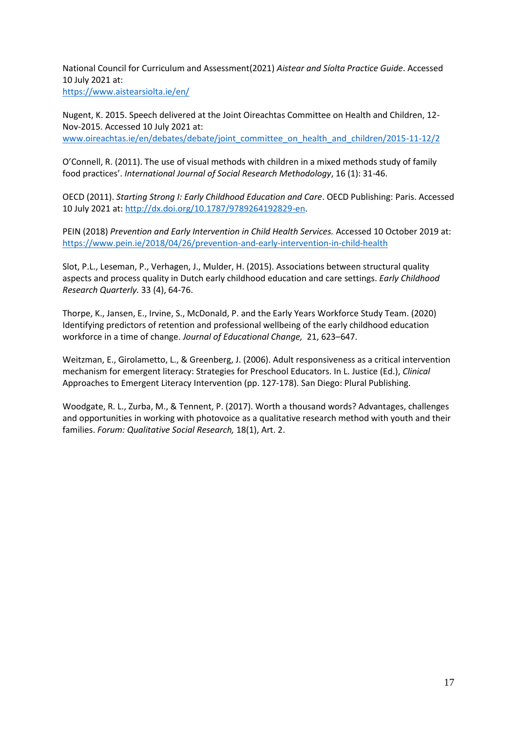National Council for Curriculum and Assessment(2021) *Aistear and Síolta Practice Guide*. Accessed 10 July 2021 at:
https://www.aistearsiolta.ie/en/

Nugent, K. 2015. Speech delivered at the Joint Oireachtas Committee on Health and Children, 12-Nov-2015. Accessed 10 July 2021 at:
www.oireachtas.ie/en/debates/debate/joint_committee_on_health_and_children/2015-11-12/2

O'Connell, R. (2011). The use of visual methods with children in a mixed methods study of family food practices'. *International Journal of Social Research Methodology*, 16 (1): 31-46.

OECD (2011). *Starting Strong I: Early Childhood Education and Care*. OECD Publishing: Paris. Accessed 10 July 2021 at: http://dx.doi.org/10.1787/9789264192829-en.

PEIN (2018) *Prevention and Early Intervention in Child Health Services.* Accessed 10 October 2019 at: https://www.pein.ie/2018/04/26/prevention-and-early-intervention-in-child-health

Slot, P.L., Leseman, P., Verhagen, J., Mulder, H. (2015). Associations between structural quality aspects and process quality in Dutch early childhood education and care settings. *Early Childhood Research Quarterly.* 33 (4), 64-76.

Thorpe, K., Jansen, E., Irvine, S., McDonald, P. and the Early Years Workforce Study Team. (2020) Identifying predictors of retention and professional wellbeing of the early childhood education workforce in a time of change. *Journal of Educational Change,* 21, 623–647.

Weitzman, E., Girolametto, L., & Greenberg, J. (2006). Adult responsiveness as a critical intervention mechanism for emergent literacy: Strategies for Preschool Educators. In L. Justice (Ed.), *Clinical* Approaches to Emergent Literacy Intervention (pp. 127-178). San Diego: Plural Publishing.

Woodgate, R. L., Zurba, M., & Tennent, P. (2017). Worth a thousand words? Advantages, challenges and opportunities in working with photovoice as a qualitative research method with youth and their families. *Forum: Qualitative Social Research,* 18(1), Art. 2.